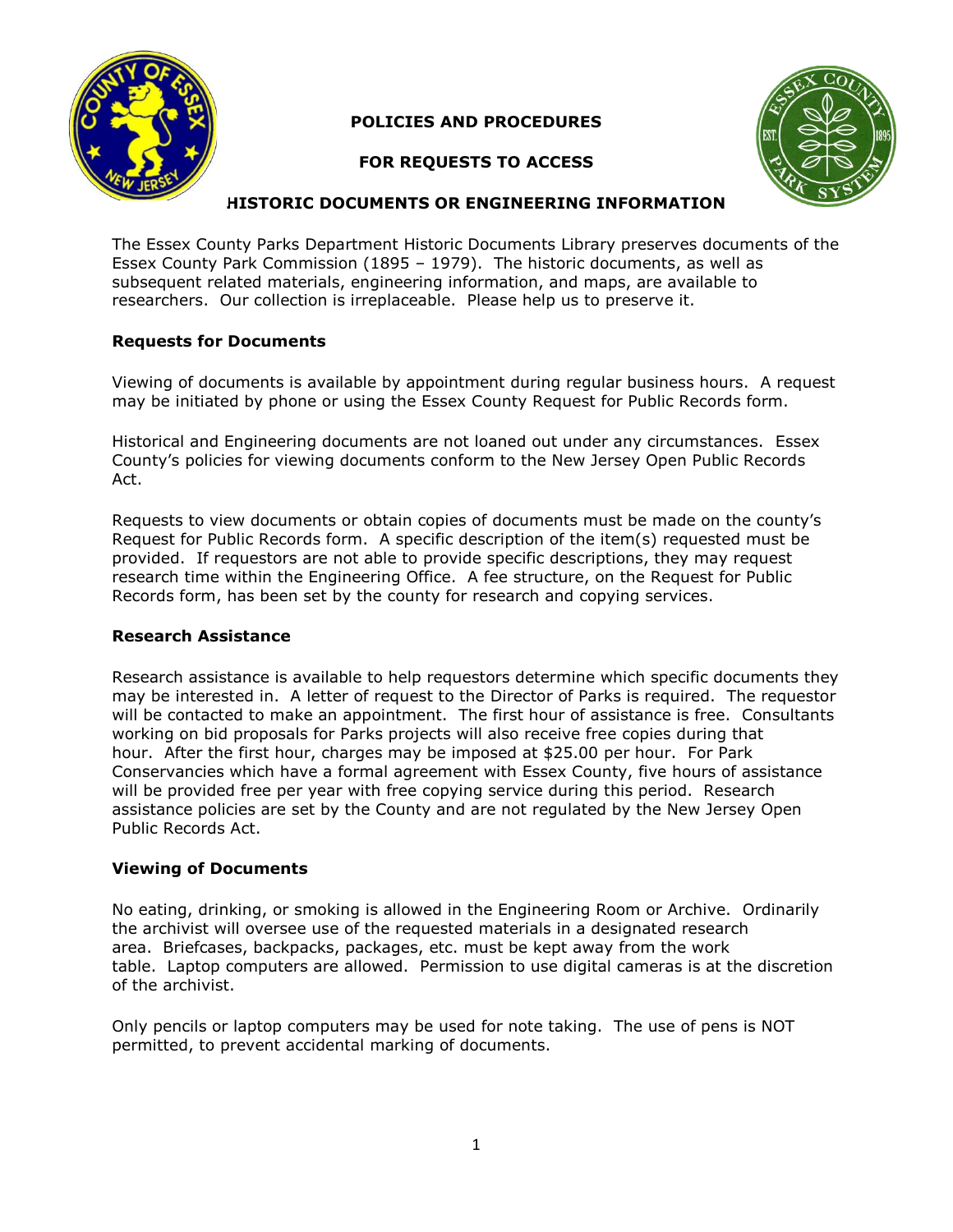# POLICIES AND PROCEDURES

# FOR REQUESTS TO ACCESS

# HISTORIC DOCUMENTS OR ENGINEERING INFORMATION

The Essex County Parks Department Historic Documents Library preserves documents of the Essex County Park Commission (1895 – 1979). The historic documents, as well as subsequent related materials, engineering information, and maps, are available to researchers. Our collection is irreplaceable. Please help us to preserve it.

## Requests for Documents

Viewing of documents is available by appointment during regular business hours. A request may be initiated by phone or using the Essex County Request for Public Records form.

Historical and Engineering documents are not loaned out under any circumstances. Essex County's policies for viewing documents conform to the New Jersey Open Public Records Act.

Requests to view documents or obtain copies of documents must be made on the county's Request for Public Records form. A specific description of the item(s) requested must be provided. If requestors are not able to provide specific descriptions, they may request research time within the Engineering Office. A fee structure, on the Request for Public Records form, has been set by the county for research and copying services.

## Research Assistance

Research assistance is available to help requestors determine which specific documents they may be interested in. A letter of request to the Director of Parks is required. The requestor will be contacted to make an appointment. The first hour of assistance is free. Consultants working on bid proposals for Parks projects will also receive free copies during that hour. After the first hour, charges may be imposed at $25.00 per hour. For Park Conservancies which have a formal agreement with Essex County, five hours of assistance will be provided free per year with free copying service during this period. Research assistance policies are set by the County and are not regulated by the New Jersey Open Public Records Act.

## Viewing of Documents

No eating, drinking, or smoking is allowed in the Engineering Room or Archive. Ordinarily the archivist will oversee use of the requested materials in a designated research area. Briefcases, backpacks, packages, etc. must be kept away from the work table. Laptop computers are allowed. Permission to use digital cameras is at the discretion of the archivist.

Only pencils or laptop computers may be used for note taking. The use of pens is NOT permitted, to prevent accidental marking of documents.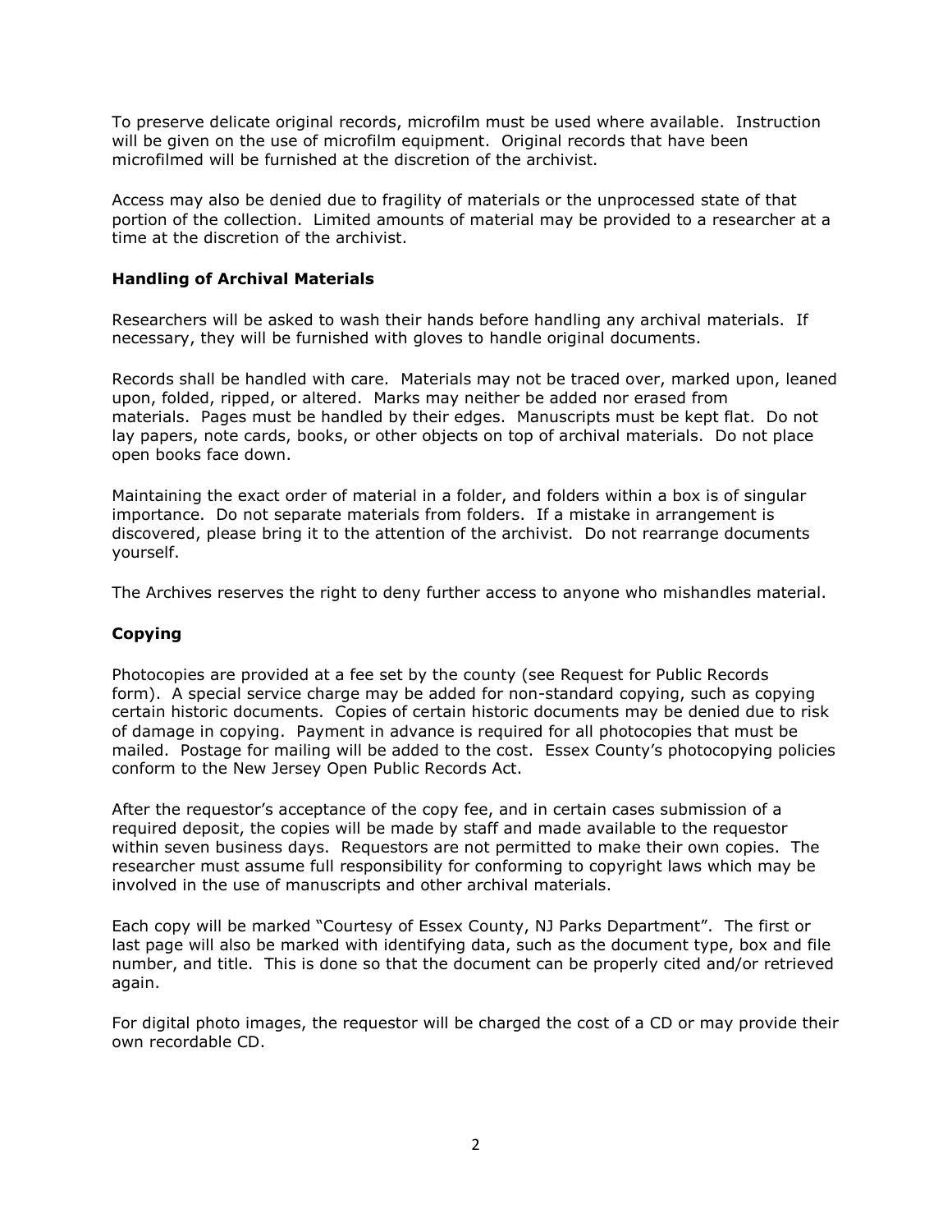To preserve delicate original records, microfilm must be used where available. Instruction will be given on the use of microfilm equipment. Original records that have been microfilmed will be furnished at the discretion of the archivist.

Access may also be denied due to fragility of materials or the unprocessed state of that portion of the collection. Limited amounts of material may be provided to a researcher at a time at the discretion of the archivist.

### Handling of Archival Materials

Researchers will be asked to wash their hands before handling any archival materials. If necessary, they will be furnished with gloves to handle original documents.

Records shall be handled with care. Materials may not be traced over, marked upon, leaned upon, folded, ripped, or altered. Marks may neither be added nor erased from materials. Pages must be handled by their edges. Manuscripts must be kept flat. Do not lay papers, note cards, books, or other objects on top of archival materials. Do not place open books face down.

Maintaining the exact order of material in a folder, and folders within a box is of singular importance. Do not separate materials from folders. If a mistake in arrangement is discovered, please bring it to the attention of the archivist. Do not rearrange documents yourself.

The Archives reserves the right to deny further access to anyone who mishandles material.

### Copying

Photocopies are provided at a fee set by the county (see Request for Public Records form). A special service charge may be added for non-standard copying, such as copying certain historic documents. Copies of certain historic documents may be denied due to risk of damage in copying. Payment in advance is required for all photocopies that must be mailed. Postage for mailing will be added to the cost. Essex County's photocopying policies conform to the New Jersey Open Public Records Act.

After the requestor's acceptance of the copy fee, and in certain cases submission of a required deposit, the copies will be made by staff and made available to the requestor within seven business days. Requestors are not permitted to make their own copies. The researcher must assume full responsibility for conforming to copyright laws which may be involved in the use of manuscripts and other archival materials.

Each copy will be marked "Courtesy of Essex County, NJ Parks Department". The first or last page will also be marked with identifying data, such as the document type, box and file number, and title. This is done so that the document can be properly cited and/or retrieved again.

For digital photo images, the requestor will be charged the cost of a CD or may provide their own recordable CD.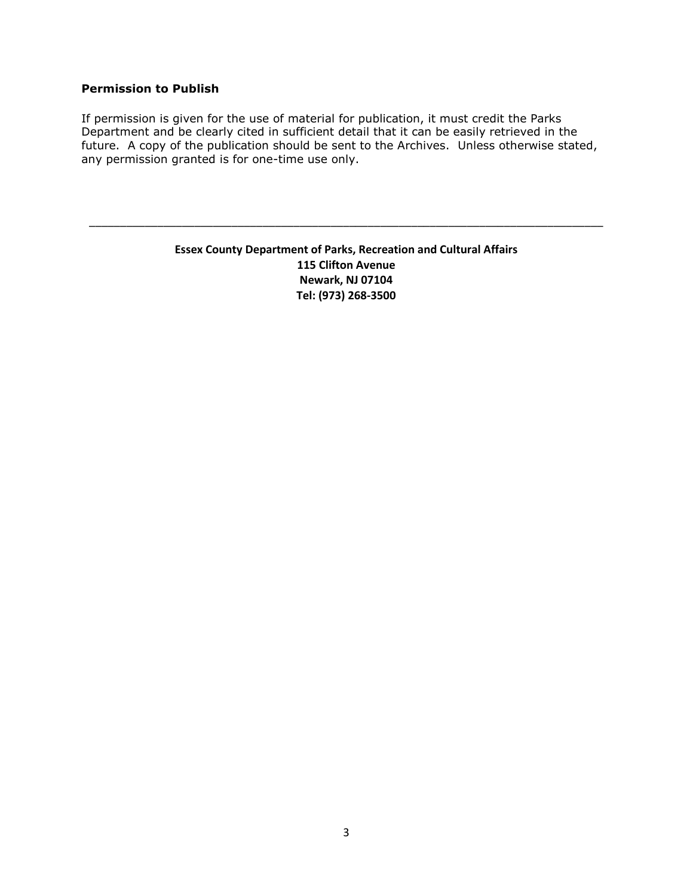### Permission to Publish

If permission is given for the use of material for publication, it must credit the Parks Department and be clearly cited in sufficient detail that it can be easily retrieved in the future. A copy of the publication should be sent to the Archives. Unless otherwise stated, any permission granted is for one-time use only.

---

**Essex County Department of Parks, Recreation and Cultural Affairs**
**115 Clifton Avenue**
**Newark, NJ 07104**
**Tel: (973) 268-3500**